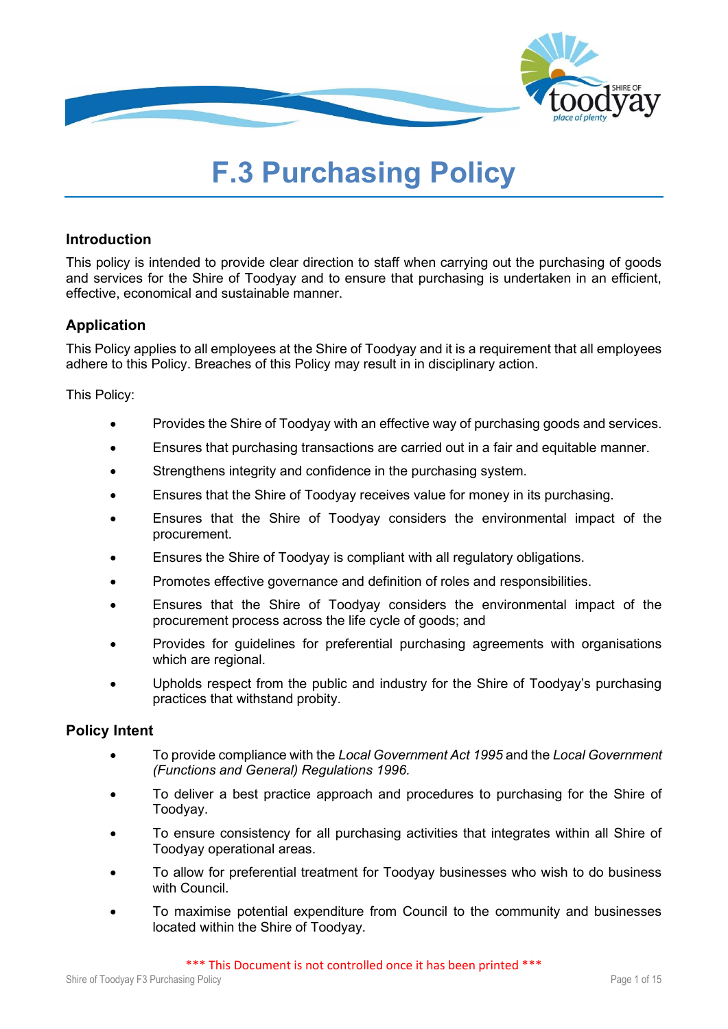# F.3 Purchasing Policy

## Introduction

This policy is intended to provide clear direction to staff when carrying out the purchasing of goods and services for the Shire of Toodyay and to ensure that purchasing is undertaken in an efficient, effective, economical and sustainable manner.

## Application

This Policy applies to all employees at the Shire of Toodyay and it is a requirement that all employees adhere to this Policy. Breaches of this Policy may result in in disciplinary action.

This Policy:

- Provides the Shire of Toodyay with an effective way of purchasing goods and services.
- Ensures that purchasing transactions are carried out in a fair and equitable manner.
- Strengthens integrity and confidence in the purchasing system.
- Ensures that the Shire of Toodyay receives value for money in its purchasing.
- Ensures that the Shire of Toodyay considers the environmental impact of the procurement.
- Ensures the Shire of Toodyay is compliant with all regulatory obligations.
- Promotes effective governance and definition of roles and responsibilities.
- Ensures that the Shire of Toodyay considers the environmental impact of the procurement process across the life cycle of goods; and
- Provides for guidelines for preferential purchasing agreements with organisations which are regional.
- Upholds respect from the public and industry for the Shire of Toodyay's purchasing practices that withstand probity.

## Policy Intent

- To provide compliance with the *Local Government Act 1995* and the *Local Government (Functions and General) Regulations 1996.*
- To deliver a best practice approach and procedures to purchasing for the Shire of Toodyay.
- To ensure consistency for all purchasing activities that integrates within all Shire of Toodyay operational areas.
- To allow for preferential treatment for Toodyay businesses who wish to do business with Council.
- To maximise potential expenditure from Council to the community and businesses located within the Shire of Toodyay.

*** This Document is not controlled once it has been printed ***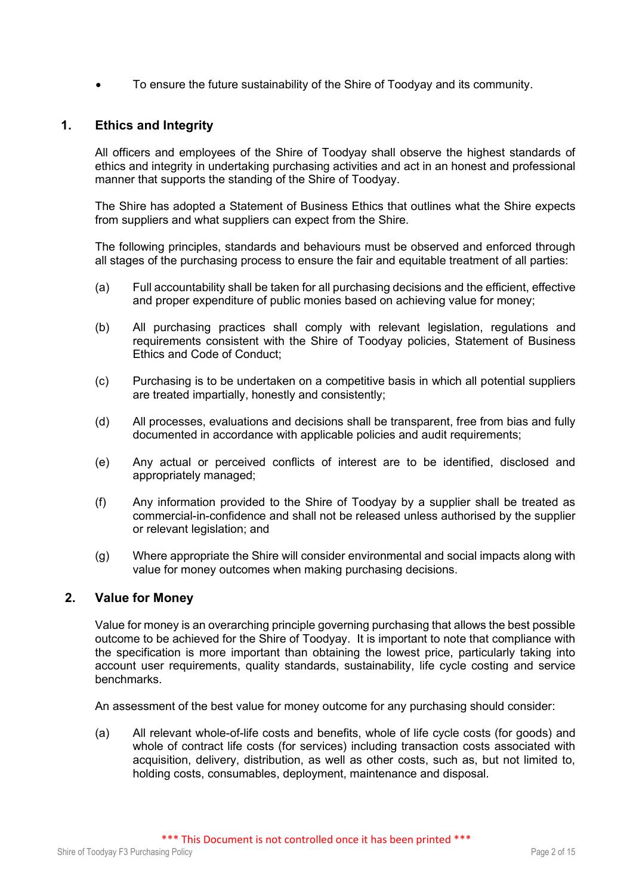- To ensure the future sustainability of the Shire of Toodyay and its community.

## 1. Ethics and Integrity

All officers and employees of the Shire of Toodyay shall observe the highest standards of ethics and integrity in undertaking purchasing activities and act in an honest and professional manner that supports the standing of the Shire of Toodyay.

The Shire has adopted a Statement of Business Ethics that outlines what the Shire expects from suppliers and what suppliers can expect from the Shire.

The following principles, standards and behaviours must be observed and enforced through all stages of the purchasing process to ensure the fair and equitable treatment of all parties:

(a) Full accountability shall be taken for all purchasing decisions and the efficient, effective and proper expenditure of public monies based on achieving value for money;

(b) All purchasing practices shall comply with relevant legislation, regulations and requirements consistent with the Shire of Toodyay policies, Statement of Business Ethics and Code of Conduct;

(c) Purchasing is to be undertaken on a competitive basis in which all potential suppliers are treated impartially, honestly and consistently;

(d) All processes, evaluations and decisions shall be transparent, free from bias and fully documented in accordance with applicable policies and audit requirements;

(e) Any actual or perceived conflicts of interest are to be identified, disclosed and appropriately managed;

(f) Any information provided to the Shire of Toodyay by a supplier shall be treated as commercial-in-confidence and shall not be released unless authorised by the supplier or relevant legislation; and

(g) Where appropriate the Shire will consider environmental and social impacts along with value for money outcomes when making purchasing decisions.

## 2. Value for Money

Value for money is an overarching principle governing purchasing that allows the best possible outcome to be achieved for the Shire of Toodyay. It is important to note that compliance with the specification is more important than obtaining the lowest price, particularly taking into account user requirements, quality standards, sustainability, life cycle costing and service benchmarks.

An assessment of the best value for money outcome for any purchasing should consider:

(a) All relevant whole-of-life costs and benefits, whole of life cycle costs (for goods) and whole of contract life costs (for services) including transaction costs associated with acquisition, delivery, distribution, as well as other costs, such as, but not limited to, holding costs, consumables, deployment, maintenance and disposal.

*** This Document is not controlled once it has been printed ***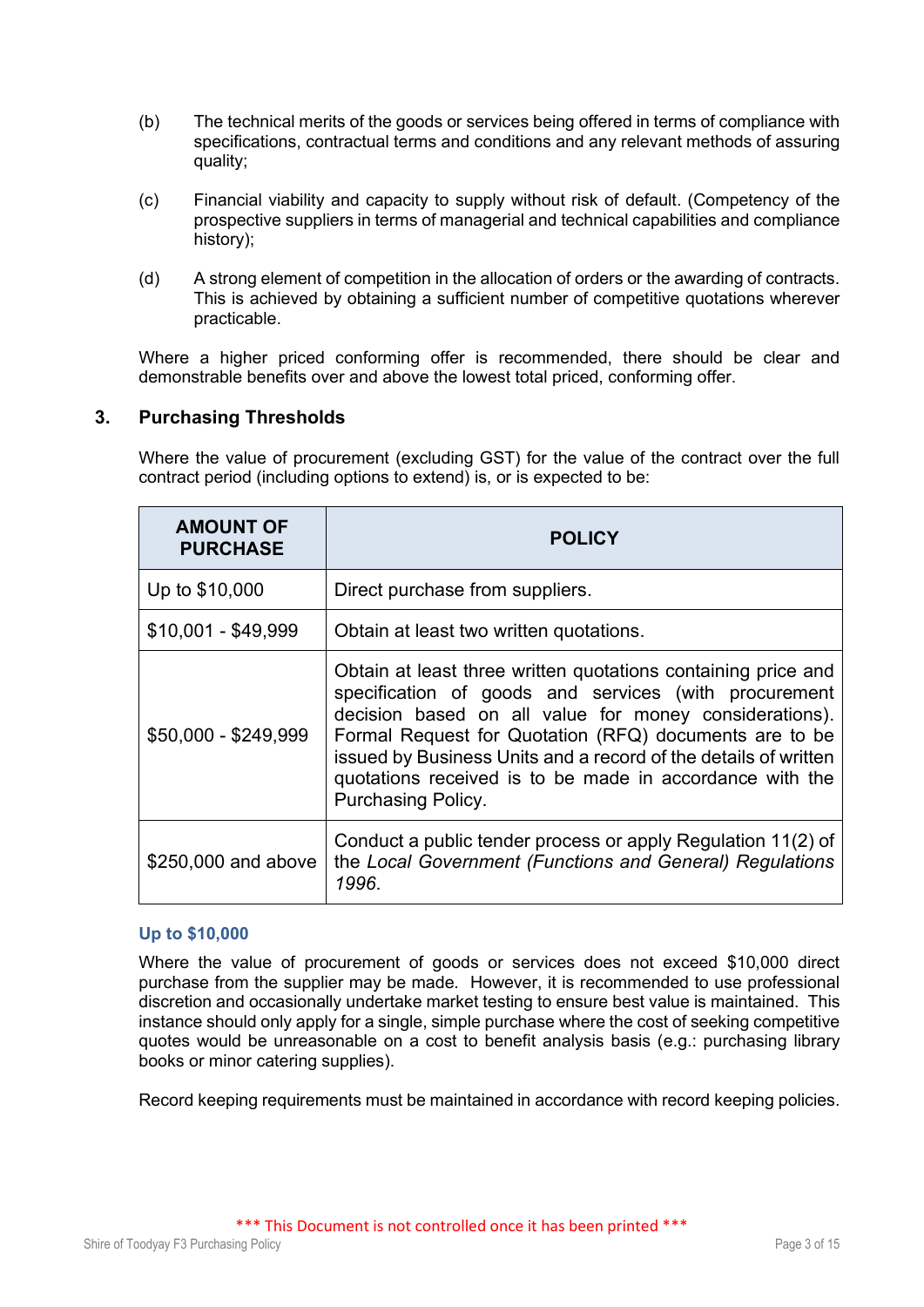(b) The technical merits of the goods or services being offered in terms of compliance with specifications, contractual terms and conditions and any relevant methods of assuring quality;

(c) Financial viability and capacity to supply without risk of default. (Competency of the prospective suppliers in terms of managerial and technical capabilities and compliance history);

(d) A strong element of competition in the allocation of orders or the awarding of contracts. This is achieved by obtaining a sufficient number of competitive quotations wherever practicable.

Where a higher priced conforming offer is recommended, there should be clear and demonstrable benefits over and above the lowest total priced, conforming offer.

## 3. Purchasing Thresholds

Where the value of procurement (excluding GST) for the value of the contract over the full contract period (including options to extend) is, or is expected to be:

| AMOUNT OF PURCHASE | POLICY |
|---|---|
| Up to $10,000 | Direct purchase from suppliers. |
| $10,001 - $49,999 | Obtain at least two written quotations. |
| $50,000 - $249,999 | Obtain at least three written quotations containing price and specification of goods and services (with procurement decision based on all value for money considerations). Formal Request for Quotation (RFQ) documents are to be issued by Business Units and a record of the details of written quotations received is to be made in accordance with the Purchasing Policy. |
| $250,000 and above | Conduct a public tender process or apply Regulation 11(2) of the *Local Government (Functions and General) Regulations 1996*. |

### Up to $10,000

Where the value of procurement of goods or services does not exceed $10,000 direct purchase from the supplier may be made. However, it is recommended to use professional discretion and occasionally undertake market testing to ensure best value is maintained. This instance should only apply for a single, simple purchase where the cost of seeking competitive quotes would be unreasonable on a cost to benefit analysis basis (e.g.: purchasing library books or minor catering supplies).

Record keeping requirements must be maintained in accordance with record keeping policies.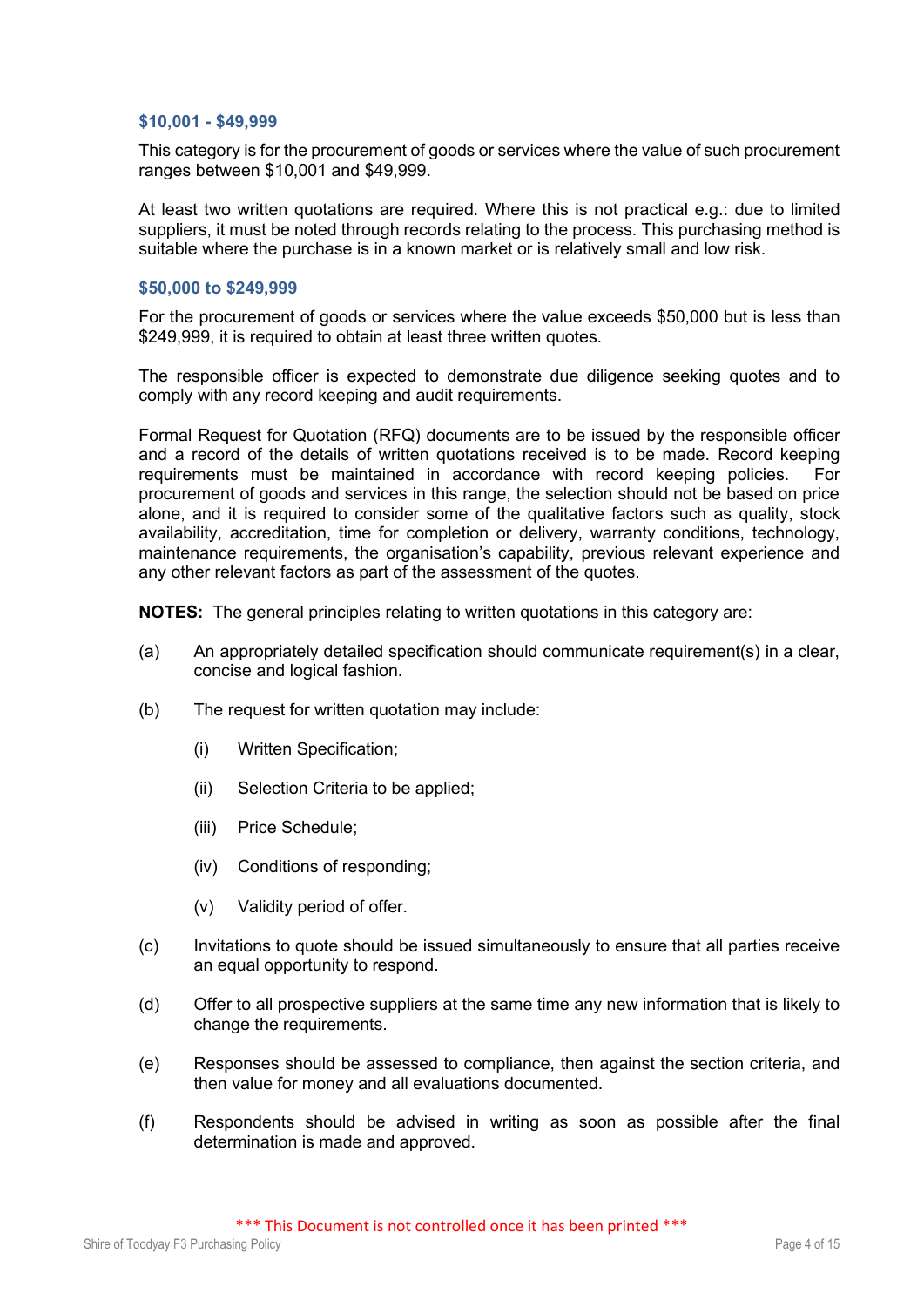### $10,001 - $49,999

This category is for the procurement of goods or services where the value of such procurement ranges between $10,001 and $49,999.

At least two written quotations are required. Where this is not practical e.g.: due to limited suppliers, it must be noted through records relating to the process. This purchasing method is suitable where the purchase is in a known market or is relatively small and low risk.

### $50,000 to $249,999

For the procurement of goods or services where the value exceeds $50,000 but is less than $249,999, it is required to obtain at least three written quotes.

The responsible officer is expected to demonstrate due diligence seeking quotes and to comply with any record keeping and audit requirements.

Formal Request for Quotation (RFQ) documents are to be issued by the responsible officer and a record of the details of written quotations received is to be made. Record keeping requirements must be maintained in accordance with record keeping policies. For procurement of goods and services in this range, the selection should not be based on price alone, and it is required to consider some of the qualitative factors such as quality, stock availability, accreditation, time for completion or delivery, warranty conditions, technology, maintenance requirements, the organisation's capability, previous relevant experience and any other relevant factors as part of the assessment of the quotes.

**NOTES:** The general principles relating to written quotations in this category are:

(a) An appropriately detailed specification should communicate requirement(s) in a clear, concise and logical fashion.

(b) The request for written quotation may include:

- (i) Written Specification;
- (ii) Selection Criteria to be applied;
- (iii) Price Schedule;
- (iv) Conditions of responding;
- (v) Validity period of offer.

(c) Invitations to quote should be issued simultaneously to ensure that all parties receive an equal opportunity to respond.

(d) Offer to all prospective suppliers at the same time any new information that is likely to change the requirements.

(e) Responses should be assessed to compliance, then against the section criteria, and then value for money and all evaluations documented.

(f) Respondents should be advised in writing as soon as possible after the final determination is made and approved.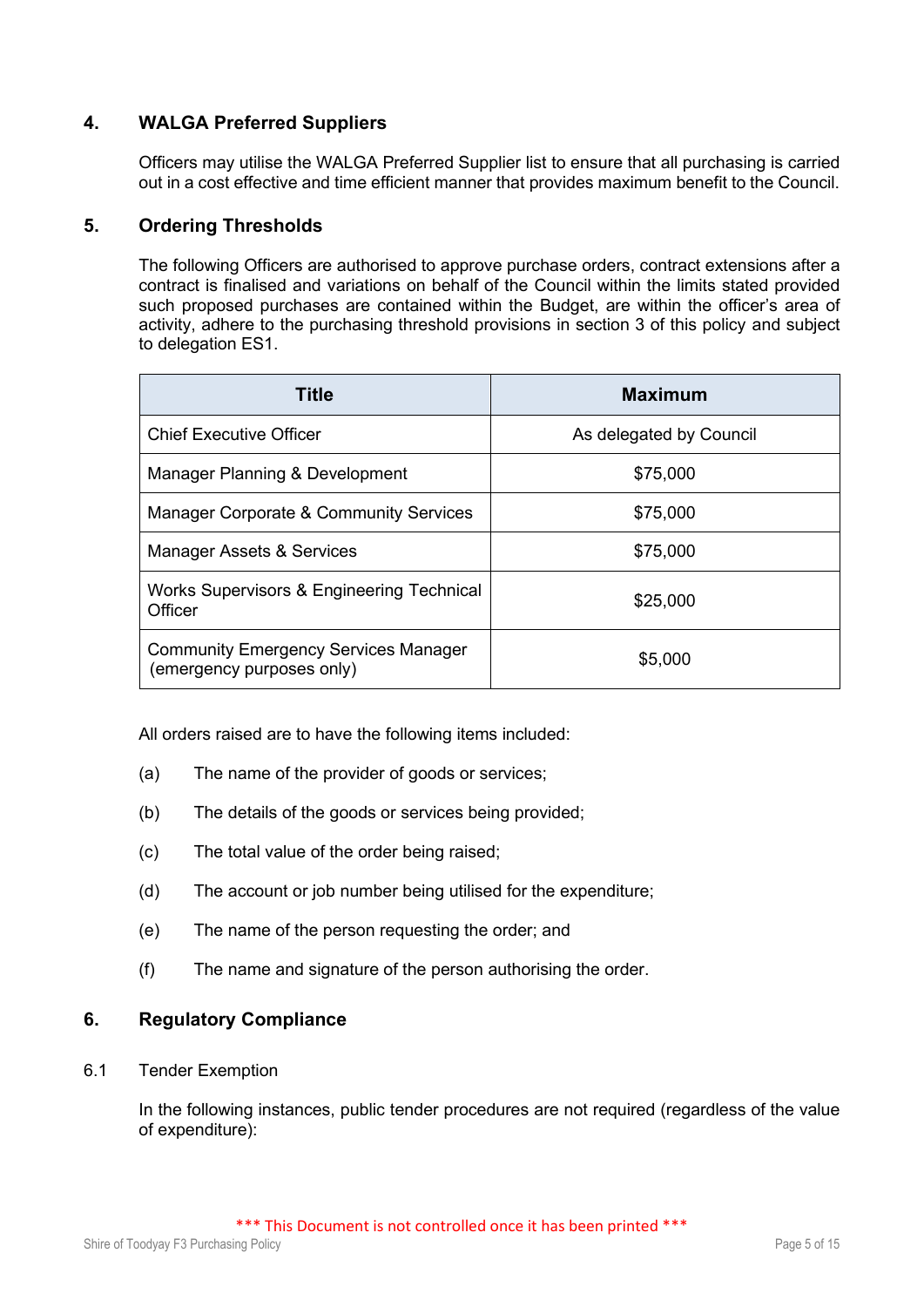## 4. WALGA Preferred Suppliers

Officers may utilise the WALGA Preferred Supplier list to ensure that all purchasing is carried out in a cost effective and time efficient manner that provides maximum benefit to the Council.

## 5. Ordering Thresholds

The following Officers are authorised to approve purchase orders, contract extensions after a contract is finalised and variations on behalf of the Council within the limits stated provided such proposed purchases are contained within the Budget, are within the officer's area of activity, adhere to the purchasing threshold provisions in section 3 of this policy and subject to delegation ES1.

| Title | Maximum |
| --- | --- |
| Chief Executive Officer | As delegated by Council |
| Manager Planning & Development | $75,000 |
| Manager Corporate & Community Services | $75,000 |
| Manager Assets & Services | $75,000 |
| Works Supervisors & Engineering Technical Officer | $25,000 |
| Community Emergency Services Manager (emergency purposes only) | $5,000 |

All orders raised are to have the following items included:

(a) The name of the provider of goods or services;

(b) The details of the goods or services being provided;

(c) The total value of the order being raised;

(d) The account or job number being utilised for the expenditure;

(e) The name of the person requesting the order; and

(f) The name and signature of the person authorising the order.

## 6. Regulatory Compliance

### 6.1 Tender Exemption

In the following instances, public tender procedures are not required (regardless of the value of expenditure):

*** This Document is not controlled once it has been printed ***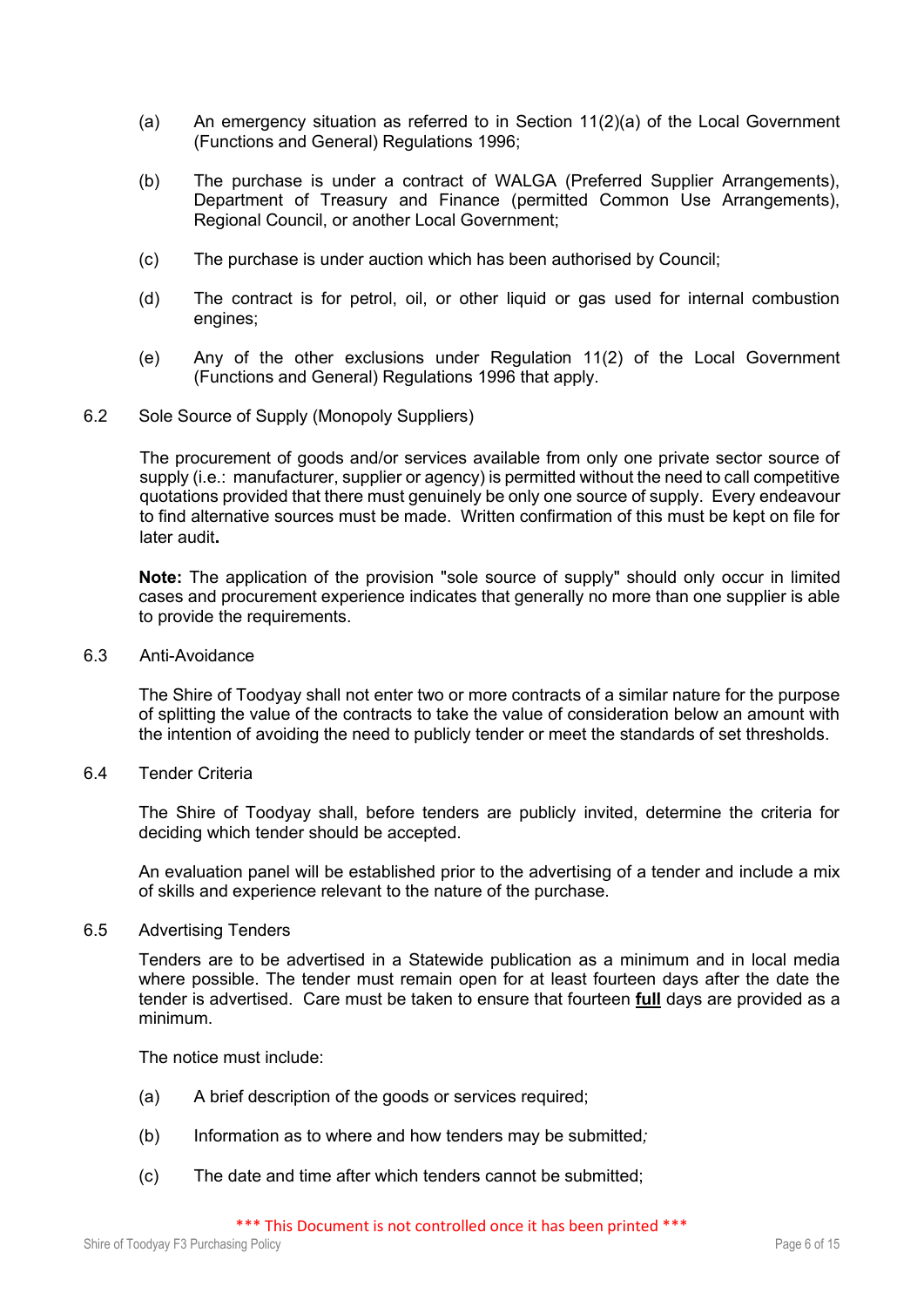(a) An emergency situation as referred to in Section 11(2)(a) of the Local Government (Functions and General) Regulations 1996;

(b) The purchase is under a contract of WALGA (Preferred Supplier Arrangements), Department of Treasury and Finance (permitted Common Use Arrangements), Regional Council, or another Local Government;

(c) The purchase is under auction which has been authorised by Council;

(d) The contract is for petrol, oil, or other liquid or gas used for internal combustion engines;

(e) Any of the other exclusions under Regulation 11(2) of the Local Government (Functions and General) Regulations 1996 that apply.

### 6.2 Sole Source of Supply (Monopoly Suppliers)

The procurement of goods and/or services available from only one private sector source of supply (i.e.: manufacturer, supplier or agency) is permitted without the need to call competitive quotations provided that there must genuinely be only one source of supply. Every endeavour to find alternative sources must be made. Written confirmation of this must be kept on file for later audit**.**

**Note:** The application of the provision "sole source of supply" should only occur in limited cases and procurement experience indicates that generally no more than one supplier is able to provide the requirements.

### 6.3 Anti-Avoidance

The Shire of Toodyay shall not enter two or more contracts of a similar nature for the purpose of splitting the value of the contracts to take the value of consideration below an amount with the intention of avoiding the need to publicly tender or meet the standards of set thresholds.

### 6.4 Tender Criteria

The Shire of Toodyay shall, before tenders are publicly invited, determine the criteria for deciding which tender should be accepted.

An evaluation panel will be established prior to the advertising of a tender and include a mix of skills and experience relevant to the nature of the purchase.

### 6.5 Advertising Tenders

Tenders are to be advertised in a Statewide publication as a minimum and in local media where possible. The tender must remain open for at least fourteen days after the date the tender is advertised. Care must be taken to ensure that fourteen **<u>full</u>** days are provided as a minimum.

The notice must include:

(a) A brief description of the goods or services required;

(b) Information as to where and how tenders may be submitted*;*

(c) The date and time after which tenders cannot be submitted;

\*\*\* This Document is not controlled once it has been printed \*\*\*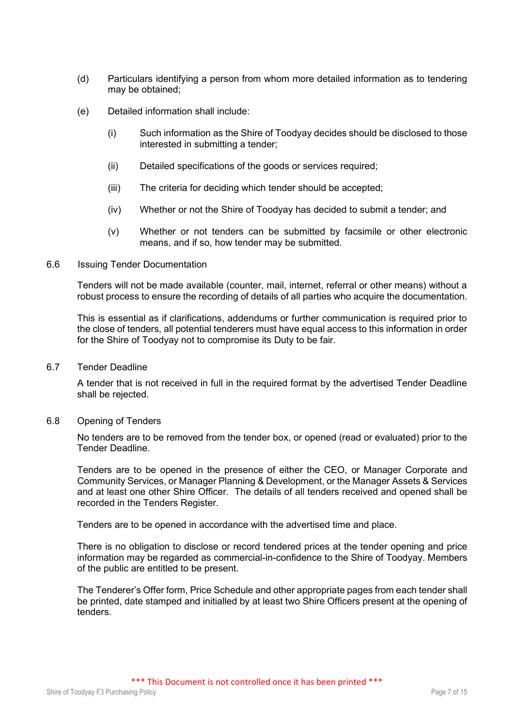(d) Particulars identifying a person from whom more detailed information as to tendering may be obtained;

(e) Detailed information shall include:

  (i) Such information as the Shire of Toodyay decides should be disclosed to those interested in submitting a tender;

  (ii) Detailed specifications of the goods or services required;

  (iii) The criteria for deciding which tender should be accepted;

  (iv) Whether or not the Shire of Toodyay has decided to submit a tender; and

  (v) Whether or not tenders can be submitted by facsimile or other electronic means, and if so, how tender may be submitted.

6.6 Issuing Tender Documentation

Tenders will not be made available (counter, mail, internet, referral or other means) without a robust process to ensure the recording of details of all parties who acquire the documentation.

This is essential as if clarifications, addendums or further communication is required prior to the close of tenders, all potential tenderers must have equal access to this information in order for the Shire of Toodyay not to compromise its Duty to be fair.

6.7 Tender Deadline

A tender that is not received in full in the required format by the advertised Tender Deadline shall be rejected.

6.8 Opening of Tenders

No tenders are to be removed from the tender box, or opened (read or evaluated) prior to the Tender Deadline.

Tenders are to be opened in the presence of either the CEO, or Manager Corporate and Community Services, or Manager Planning & Development, or the Manager Assets & Services and at least one other Shire Officer. The details of all tenders received and opened shall be recorded in the Tenders Register.

Tenders are to be opened in accordance with the advertised time and place.

There is no obligation to disclose or record tendered prices at the tender opening and price information may be regarded as commercial-in-confidence to the Shire of Toodyay. Members of the public are entitled to be present.

The Tenderer's Offer form, Price Schedule and other appropriate pages from each tender shall be printed, date stamped and initialled by at least two Shire Officers present at the opening of tenders.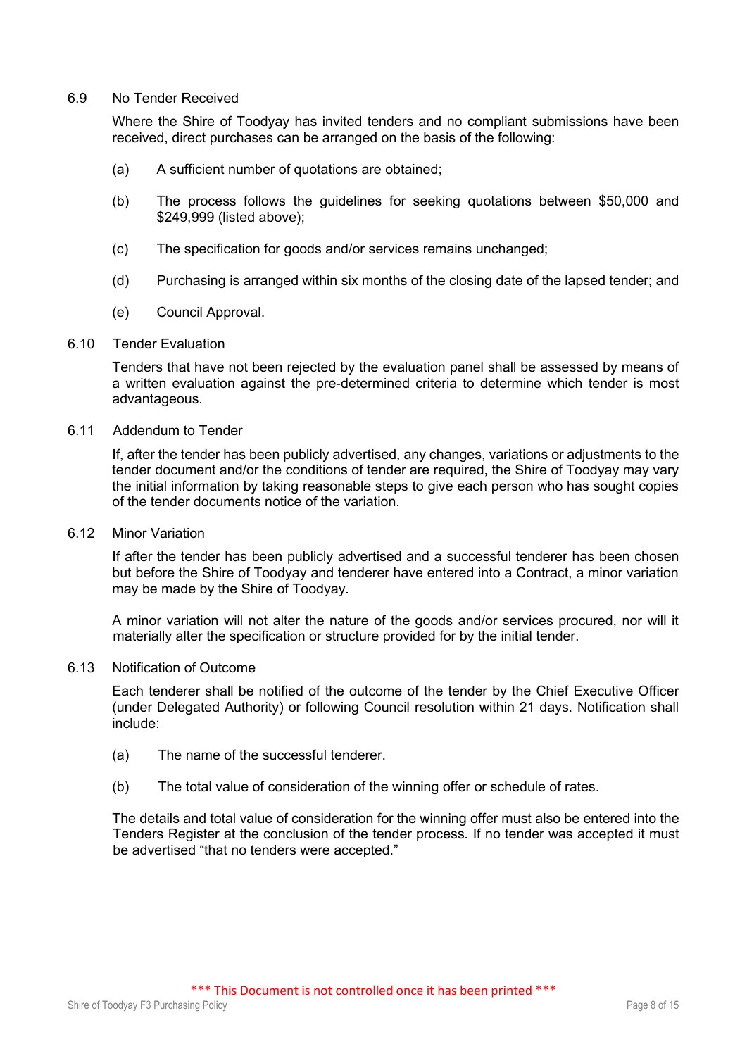### 6.9 No Tender Received

Where the Shire of Toodyay has invited tenders and no compliant submissions have been received, direct purchases can be arranged on the basis of the following:

(a) A sufficient number of quotations are obtained;

(b) The process follows the guidelines for seeking quotations between $50,000 and $249,999 (listed above);

(c) The specification for goods and/or services remains unchanged;

(d) Purchasing is arranged within six months of the closing date of the lapsed tender; and

(e) Council Approval.

### 6.10 Tender Evaluation

Tenders that have not been rejected by the evaluation panel shall be assessed by means of a written evaluation against the pre-determined criteria to determine which tender is most advantageous.

### 6.11 Addendum to Tender

If, after the tender has been publicly advertised, any changes, variations or adjustments to the tender document and/or the conditions of tender are required, the Shire of Toodyay may vary the initial information by taking reasonable steps to give each person who has sought copies of the tender documents notice of the variation.

### 6.12 Minor Variation

If after the tender has been publicly advertised and a successful tenderer has been chosen but before the Shire of Toodyay and tenderer have entered into a Contract, a minor variation may be made by the Shire of Toodyay.

A minor variation will not alter the nature of the goods and/or services procured, nor will it materially alter the specification or structure provided for by the initial tender.

### 6.13 Notification of Outcome

Each tenderer shall be notified of the outcome of the tender by the Chief Executive Officer (under Delegated Authority) or following Council resolution within 21 days. Notification shall include:

(a) The name of the successful tenderer.

(b) The total value of consideration of the winning offer or schedule of rates.

The details and total value of consideration for the winning offer must also be entered into the Tenders Register at the conclusion of the tender process. If no tender was accepted it must be advertised "that no tenders were accepted."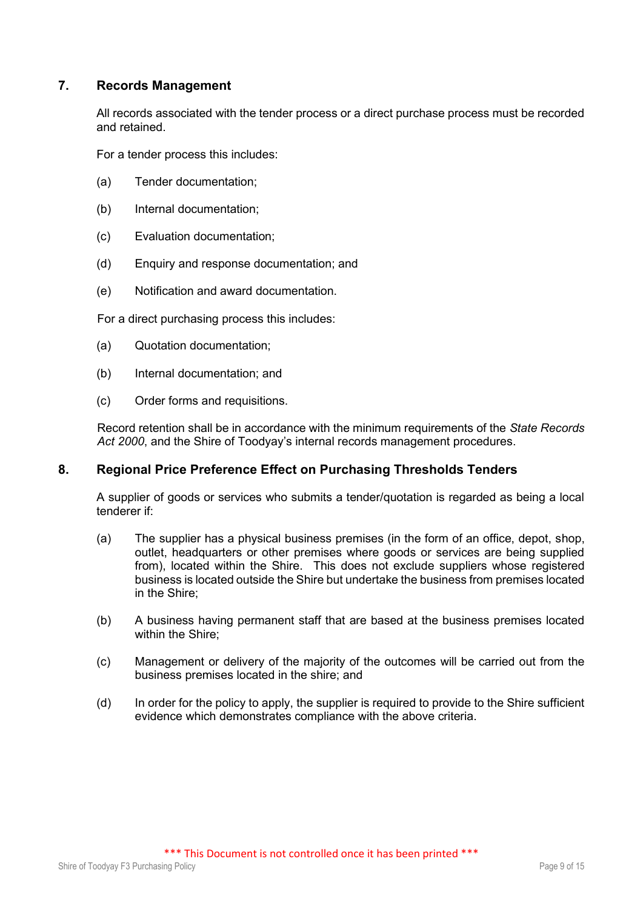## 7. Records Management

All records associated with the tender process or a direct purchase process must be recorded and retained.

For a tender process this includes:

(a) Tender documentation;

(b) Internal documentation;

(c) Evaluation documentation;

(d) Enquiry and response documentation; and

(e) Notification and award documentation.

For a direct purchasing process this includes:

(a) Quotation documentation;

(b) Internal documentation; and

(c) Order forms and requisitions.

Record retention shall be in accordance with the minimum requirements of the *State Records Act 2000*, and the Shire of Toodyay's internal records management procedures.

## 8. Regional Price Preference Effect on Purchasing Thresholds Tenders

A supplier of goods or services who submits a tender/quotation is regarded as being a local tenderer if:

(a) The supplier has a physical business premises (in the form of an office, depot, shop, outlet, headquarters or other premises where goods or services are being supplied from), located within the Shire. This does not exclude suppliers whose registered business is located outside the Shire but undertake the business from premises located in the Shire;

(b) A business having permanent staff that are based at the business premises located within the Shire;

(c) Management or delivery of the majority of the outcomes will be carried out from the business premises located in the shire; and

(d) In order for the policy to apply, the supplier is required to provide to the Shire sufficient evidence which demonstrates compliance with the above criteria.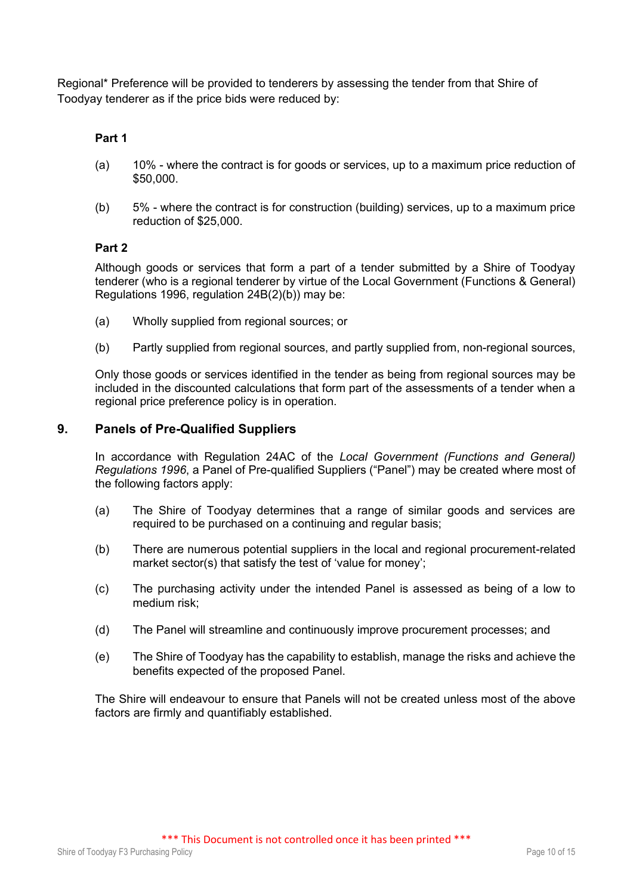Regional* Preference will be provided to tenderers by assessing the tender from that Shire of Toodyay tenderer as if the price bids were reduced by:

**Part 1**

(a) 10% - where the contract is for goods or services, up to a maximum price reduction of $50,000.

(b) 5% - where the contract is for construction (building) services, up to a maximum price reduction of $25,000.

**Part 2**

Although goods or services that form a part of a tender submitted by a Shire of Toodyay tenderer (who is a regional tenderer by virtue of the Local Government (Functions & General) Regulations 1996, regulation 24B(2)(b)) may be:

(a) Wholly supplied from regional sources; or

(b) Partly supplied from regional sources, and partly supplied from, non-regional sources,

Only those goods or services identified in the tender as being from regional sources may be included in the discounted calculations that form part of the assessments of a tender when a regional price preference policy is in operation.

## 9. Panels of Pre-Qualified Suppliers

In accordance with Regulation 24AC of the *Local Government (Functions and General) Regulations 1996*, a Panel of Pre-qualified Suppliers ("Panel") may be created where most of the following factors apply:

(a) The Shire of Toodyay determines that a range of similar goods and services are required to be purchased on a continuing and regular basis;

(b) There are numerous potential suppliers in the local and regional procurement-related market sector(s) that satisfy the test of 'value for money';

(c) The purchasing activity under the intended Panel is assessed as being of a low to medium risk;

(d) The Panel will streamline and continuously improve procurement processes; and

(e) The Shire of Toodyay has the capability to establish, manage the risks and achieve the benefits expected of the proposed Panel.

The Shire will endeavour to ensure that Panels will not be created unless most of the above factors are firmly and quantifiably established.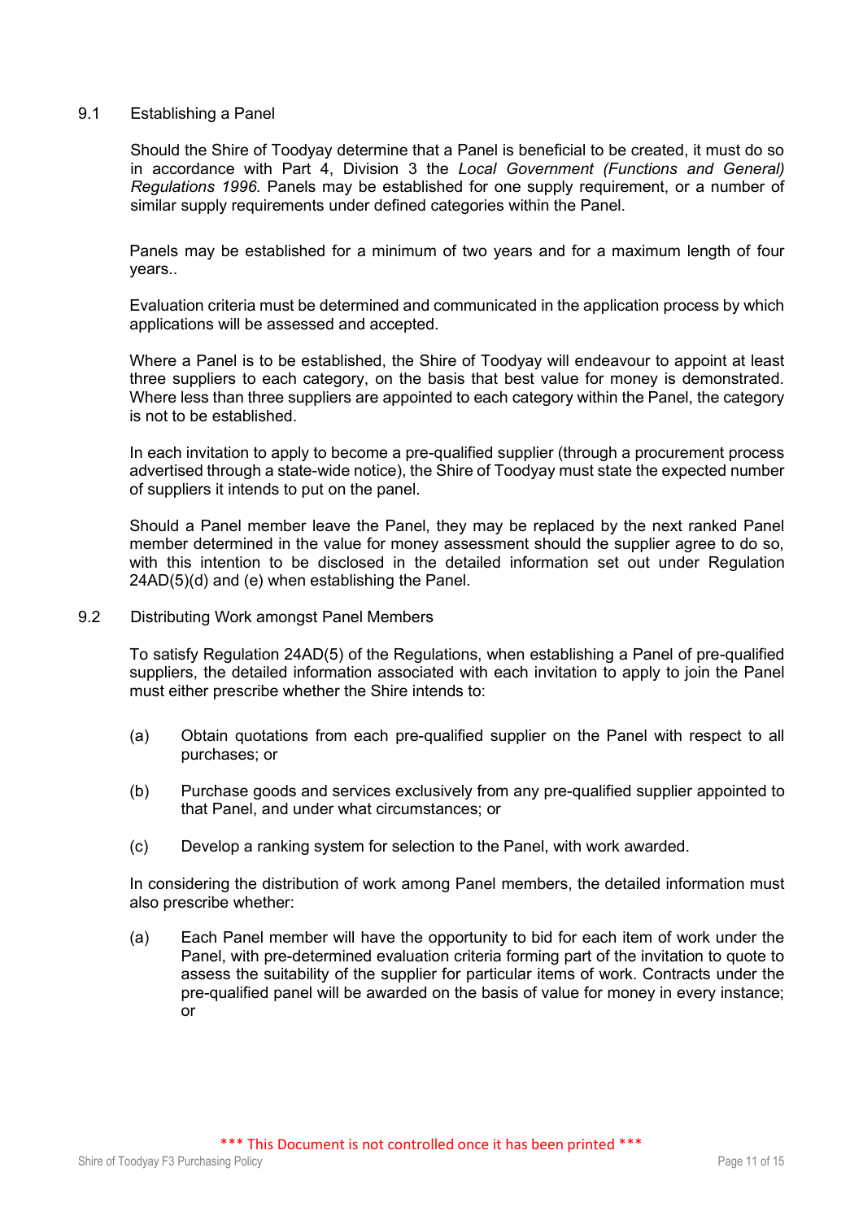### 9.1 Establishing a Panel

Should the Shire of Toodyay determine that a Panel is beneficial to be created, it must do so in accordance with Part 4, Division 3 the *Local Government (Functions and General) Regulations 1996.* Panels may be established for one supply requirement, or a number of similar supply requirements under defined categories within the Panel.

Panels may be established for a minimum of two years and for a maximum length of four years..

Evaluation criteria must be determined and communicated in the application process by which applications will be assessed and accepted.

Where a Panel is to be established, the Shire of Toodyay will endeavour to appoint at least three suppliers to each category, on the basis that best value for money is demonstrated. Where less than three suppliers are appointed to each category within the Panel, the category is not to be established.

In each invitation to apply to become a pre-qualified supplier (through a procurement process advertised through a state-wide notice), the Shire of Toodyay must state the expected number of suppliers it intends to put on the panel.

Should a Panel member leave the Panel, they may be replaced by the next ranked Panel member determined in the value for money assessment should the supplier agree to do so, with this intention to be disclosed in the detailed information set out under Regulation 24AD(5)(d) and (e) when establishing the Panel.

### 9.2 Distributing Work amongst Panel Members

To satisfy Regulation 24AD(5) of the Regulations, when establishing a Panel of pre-qualified suppliers, the detailed information associated with each invitation to apply to join the Panel must either prescribe whether the Shire intends to:

(a) Obtain quotations from each pre-qualified supplier on the Panel with respect to all purchases; or

(b) Purchase goods and services exclusively from any pre-qualified supplier appointed to that Panel, and under what circumstances; or

(c) Develop a ranking system for selection to the Panel, with work awarded.

In considering the distribution of work among Panel members, the detailed information must also prescribe whether:

(a) Each Panel member will have the opportunity to bid for each item of work under the Panel, with pre-determined evaluation criteria forming part of the invitation to quote to assess the suitability of the supplier for particular items of work. Contracts under the pre-qualified panel will be awarded on the basis of value for money in every instance; or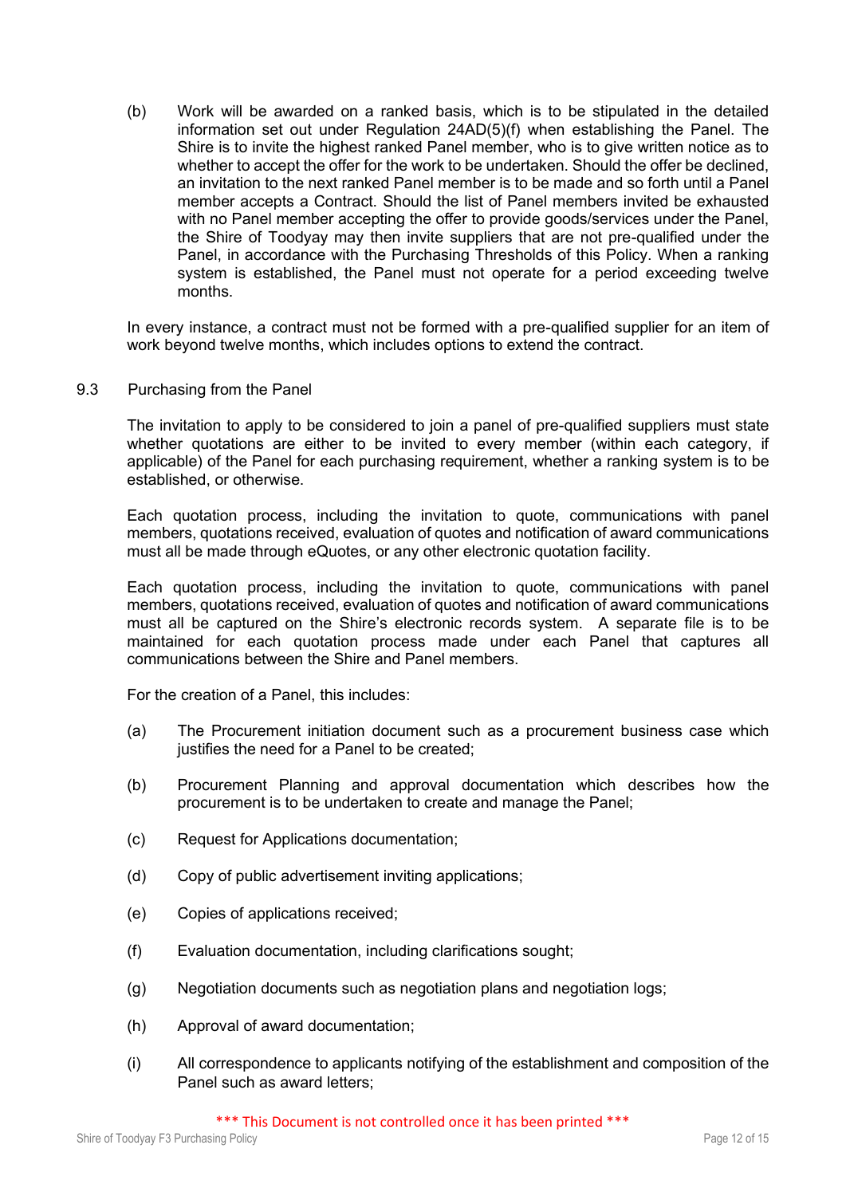(b) Work will be awarded on a ranked basis, which is to be stipulated in the detailed information set out under Regulation 24AD(5)(f) when establishing the Panel. The Shire is to invite the highest ranked Panel member, who is to give written notice as to whether to accept the offer for the work to be undertaken. Should the offer be declined, an invitation to the next ranked Panel member is to be made and so forth until a Panel member accepts a Contract. Should the list of Panel members invited be exhausted with no Panel member accepting the offer to provide goods/services under the Panel, the Shire of Toodyay may then invite suppliers that are not pre-qualified under the Panel, in accordance with the Purchasing Thresholds of this Policy. When a ranking system is established, the Panel must not operate for a period exceeding twelve months.

In every instance, a contract must not be formed with a pre-qualified supplier for an item of work beyond twelve months, which includes options to extend the contract.

### 9.3 Purchasing from the Panel

The invitation to apply to be considered to join a panel of pre-qualified suppliers must state whether quotations are either to be invited to every member (within each category, if applicable) of the Panel for each purchasing requirement, whether a ranking system is to be established, or otherwise.

Each quotation process, including the invitation to quote, communications with panel members, quotations received, evaluation of quotes and notification of award communications must all be made through eQuotes, or any other electronic quotation facility.

Each quotation process, including the invitation to quote, communications with panel members, quotations received, evaluation of quotes and notification of award communications must all be captured on the Shire's electronic records system. A separate file is to be maintained for each quotation process made under each Panel that captures all communications between the Shire and Panel members.

For the creation of a Panel, this includes:

(a) The Procurement initiation document such as a procurement business case which justifies the need for a Panel to be created;

(b) Procurement Planning and approval documentation which describes how the procurement is to be undertaken to create and manage the Panel;

(c) Request for Applications documentation;

(d) Copy of public advertisement inviting applications;

(e) Copies of applications received;

(f) Evaluation documentation, including clarifications sought;

(g) Negotiation documents such as negotiation plans and negotiation logs;

(h) Approval of award documentation;

(i) All correspondence to applicants notifying of the establishment and composition of the Panel such as award letters;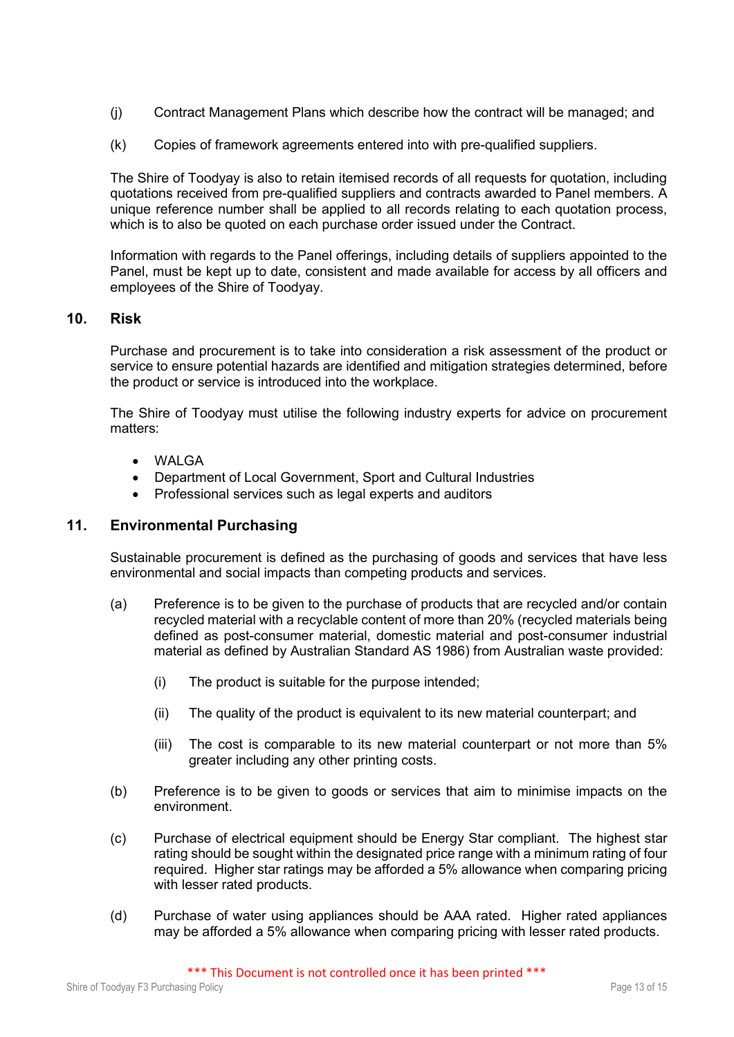(j) Contract Management Plans which describe how the contract will be managed; and

(k) Copies of framework agreements entered into with pre-qualified suppliers.

The Shire of Toodyay is also to retain itemised records of all requests for quotation, including quotations received from pre-qualified suppliers and contracts awarded to Panel members. A unique reference number shall be applied to all records relating to each quotation process, which is to also be quoted on each purchase order issued under the Contract.

Information with regards to the Panel offerings, including details of suppliers appointed to the Panel, must be kept up to date, consistent and made available for access by all officers and employees of the Shire of Toodyay.

## 10. Risk

Purchase and procurement is to take into consideration a risk assessment of the product or service to ensure potential hazards are identified and mitigation strategies determined, before the product or service is introduced into the workplace.

The Shire of Toodyay must utilise the following industry experts for advice on procurement matters:

- WALGA
- Department of Local Government, Sport and Cultural Industries
- Professional services such as legal experts and auditors

## 11. Environmental Purchasing

Sustainable procurement is defined as the purchasing of goods and services that have less environmental and social impacts than competing products and services.

(a) Preference is to be given to the purchase of products that are recycled and/or contain recycled material with a recyclable content of more than 20% (recycled materials being defined as post-consumer material, domestic material and post-consumer industrial material as defined by Australian Standard AS 1986) from Australian waste provided:

   (i) The product is suitable for the purpose intended;

   (ii) The quality of the product is equivalent to its new material counterpart; and

   (iii) The cost is comparable to its new material counterpart or not more than 5% greater including any other printing costs.

(b) Preference is to be given to goods or services that aim to minimise impacts on the environment.

(c) Purchase of electrical equipment should be Energy Star compliant. The highest star rating should be sought within the designated price range with a minimum rating of four required. Higher star ratings may be afforded a 5% allowance when comparing pricing with lesser rated products.

(d) Purchase of water using appliances should be AAA rated. Higher rated appliances may be afforded a 5% allowance when comparing pricing with lesser rated products.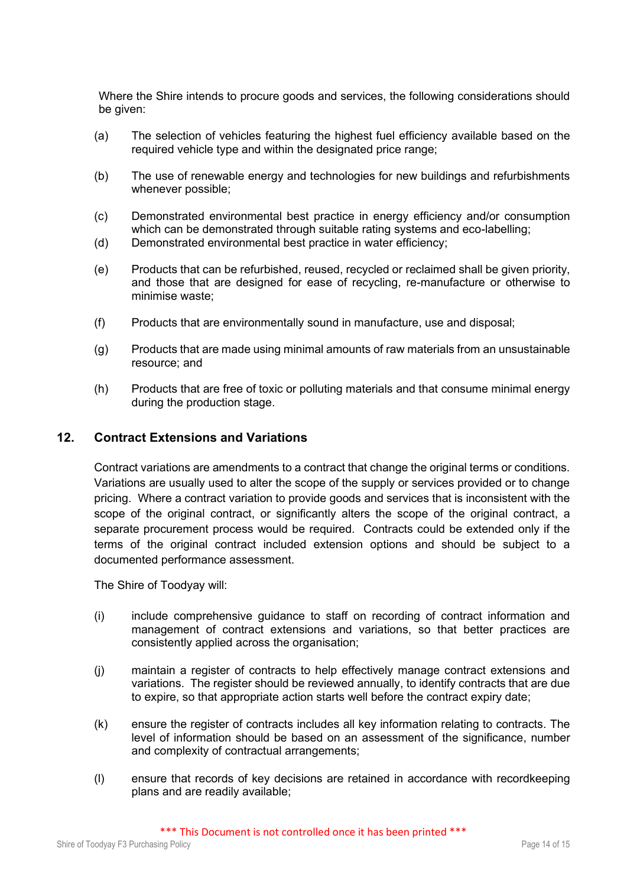Where the Shire intends to procure goods and services, the following considerations should be given:

(a) The selection of vehicles featuring the highest fuel efficiency available based on the required vehicle type and within the designated price range;

(b) The use of renewable energy and technologies for new buildings and refurbishments whenever possible;

(c) Demonstrated environmental best practice in energy efficiency and/or consumption which can be demonstrated through suitable rating systems and eco-labelling;

(d) Demonstrated environmental best practice in water efficiency;

(e) Products that can be refurbished, reused, recycled or reclaimed shall be given priority, and those that are designed for ease of recycling, re-manufacture or otherwise to minimise waste;

(f) Products that are environmentally sound in manufacture, use and disposal;

(g) Products that are made using minimal amounts of raw materials from an unsustainable resource; and

(h) Products that are free of toxic or polluting materials and that consume minimal energy during the production stage.

## 12. Contract Extensions and Variations

Contract variations are amendments to a contract that change the original terms or conditions. Variations are usually used to alter the scope of the supply or services provided or to change pricing. Where a contract variation to provide goods and services that is inconsistent with the scope of the original contract, or significantly alters the scope of the original contract, a separate procurement process would be required. Contracts could be extended only if the terms of the original contract included extension options and should be subject to a documented performance assessment.

The Shire of Toodyay will:

(i) include comprehensive guidance to staff on recording of contract information and management of contract extensions and variations, so that better practices are consistently applied across the organisation;

(j) maintain a register of contracts to help effectively manage contract extensions and variations. The register should be reviewed annually, to identify contracts that are due to expire, so that appropriate action starts well before the contract expiry date;

(k) ensure the register of contracts includes all key information relating to contracts. The level of information should be based on an assessment of the significance, number and complexity of contractual arrangements;

(l) ensure that records of key decisions are retained in accordance with recordkeeping plans and are readily available;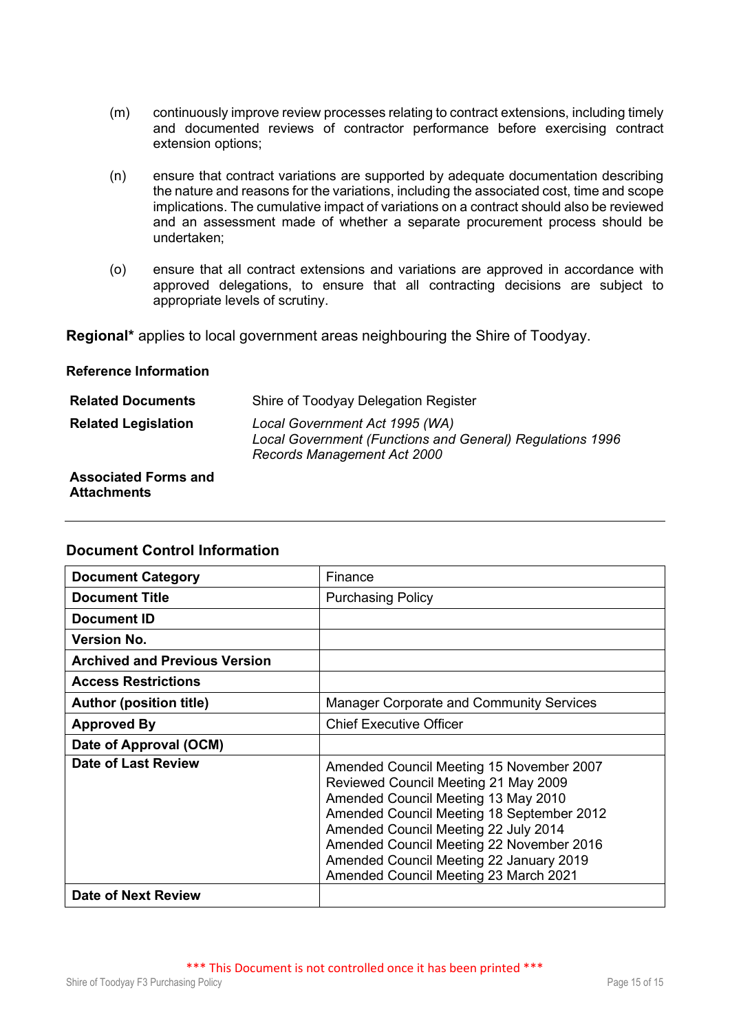(m) continuously improve review processes relating to contract extensions, including timely and documented reviews of contractor performance before exercising contract extension options;

(n) ensure that contract variations are supported by adequate documentation describing the nature and reasons for the variations, including the associated cost, time and scope implications. The cumulative impact of variations on a contract should also be reviewed and an assessment made of whether a separate procurement process should be undertaken;

(o) ensure that all contract extensions and variations are approved in accordance with approved delegations, to ensure that all contracting decisions are subject to appropriate levels of scrutiny.

**Regional*** applies to local government areas neighbouring the Shire of Toodyay.

**Reference Information**

| | |
|---|---|
| **Related Documents** | Shire of Toodyay Delegation Register |
| **Related Legislation** | *Local Government Act 1995 (WA)*<br>*Local Government (Functions and General) Regulations 1996*<br>*Records Management Act 2000* |
| **Associated Forms and Attachments** | |

## Document Control Information

| | |
|---|---|
| **Document Category** | Finance |
| **Document Title** | Purchasing Policy |
| **Document ID** | |
| **Version No.** | |
| **Archived and Previous Version** | |
| **Access Restrictions** | |
| **Author (position title)** | Manager Corporate and Community Services |
| **Approved By** | Chief Executive Officer |
| **Date of Approval (OCM)** | |
| **Date of Last Review** | Amended Council Meeting 15 November 2007<br>Reviewed Council Meeting 21 May 2009<br>Amended Council Meeting 13 May 2010<br>Amended Council Meeting 18 September 2012<br>Amended Council Meeting 22 July 2014<br>Amended Council Meeting 22 November 2016<br>Amended Council Meeting 22 January 2019<br>Amended Council Meeting 23 March 2021 |
| **Date of Next Review** | |

*** This Document is not controlled once it has been printed ***